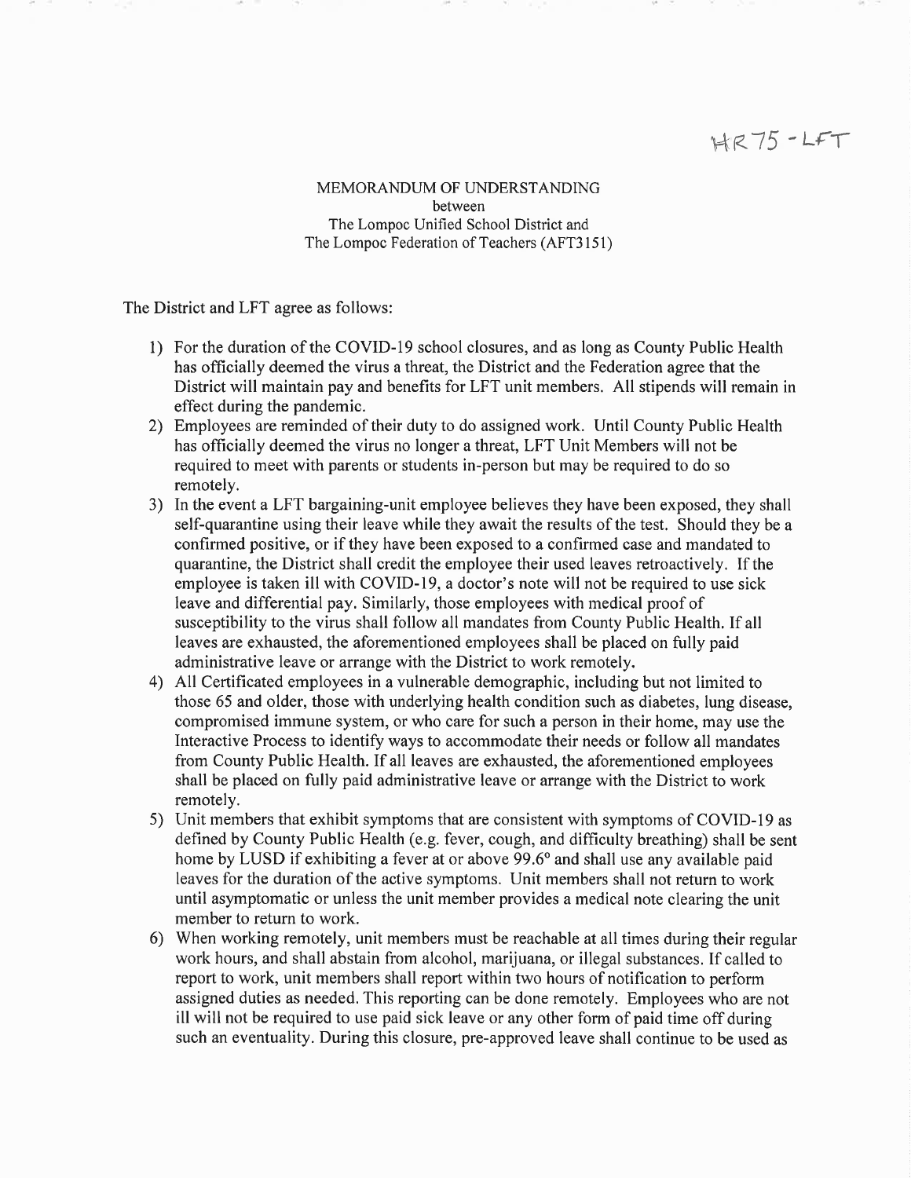HR75 - LFT

MEMORANDUM OF UNDERSTANDING
between
The Lompoc Unified School District and
The Lompoc Federation of Teachers (AFT3151)

The District and LFT agree as follows:

1) For the duration of the COVID-19 school closures, and as long as County Public Health has officially deemed the virus a threat, the District and the Federation agree that the District will maintain pay and benefits for LFT unit members. All stipends will remain in effect during the pandemic.
2) Employees are reminded of their duty to do assigned work. Until County Public Health has officially deemed the virus no longer a threat, LFT Unit Members will not be required to meet with parents or students in-person but may be required to do so remotely.
3) In the event a LFT bargaining-unit employee believes they have been exposed, they shall self-quarantine using their leave while they await the results of the test. Should they be a confirmed positive, or if they have been exposed to a confirmed case and mandated to quarantine, the District shall credit the employee their used leaves retroactively. If the employee is taken ill with COVID-19, a doctor's note will not be required to use sick leave and differential pay. Similarly, those employees with medical proof of susceptibility to the virus shall follow all mandates from County Public Health. If all leaves are exhausted, the aforementioned employees shall be placed on fully paid administrative leave or arrange with the District to work remotely.
4) All Certificated employees in a vulnerable demographic, including but not limited to those 65 and older, those with underlying health condition such as diabetes, lung disease, compromised immune system, or who care for such a person in their home, may use the Interactive Process to identify ways to accommodate their needs or follow all mandates from County Public Health. If all leaves are exhausted, the aforementioned employees shall be placed on fully paid administrative leave or arrange with the District to work remotely.
5) Unit members that exhibit symptoms that are consistent with symptoms of COVID-19 as defined by County Public Health (e.g. fever, cough, and difficulty breathing) shall be sent home by LUSD if exhibiting a fever at or above 99.6° and shall use any available paid leaves for the duration of the active symptoms. Unit members shall not return to work until asymptomatic or unless the unit member provides a medical note clearing the unit member to return to work.
6) When working remotely, unit members must be reachable at all times during their regular work hours, and shall abstain from alcohol, marijuana, or illegal substances. If called to report to work, unit members shall report within two hours of notification to perform assigned duties as needed. This reporting can be done remotely. Employees who are not ill will not be required to use paid sick leave or any other form of paid time off during such an eventuality. During this closure, pre-approved leave shall continue to be used as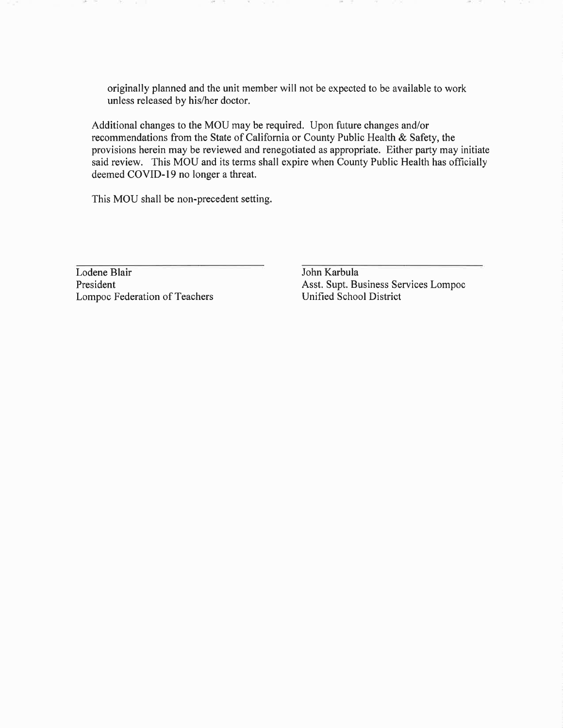originally planned and the unit member will not be expected to be available to work unless released by his/her doctor.

Additional changes to the MOU may be required. Upon future changes and/or recommendations from the State of California or County Public Health & Safety, the provisions herein may be reviewed and renegotiated as appropriate. Either party may initiate said review. This MOU and its terms shall expire when County Public Health has officially deemed COVID-19 no longer a threat.

This MOU shall be non-precedent setting.

Lodene Blair
President
Lompoc Federation of Teachers

John Karbula
Asst. Supt. Business Services Lompoc Unified School District